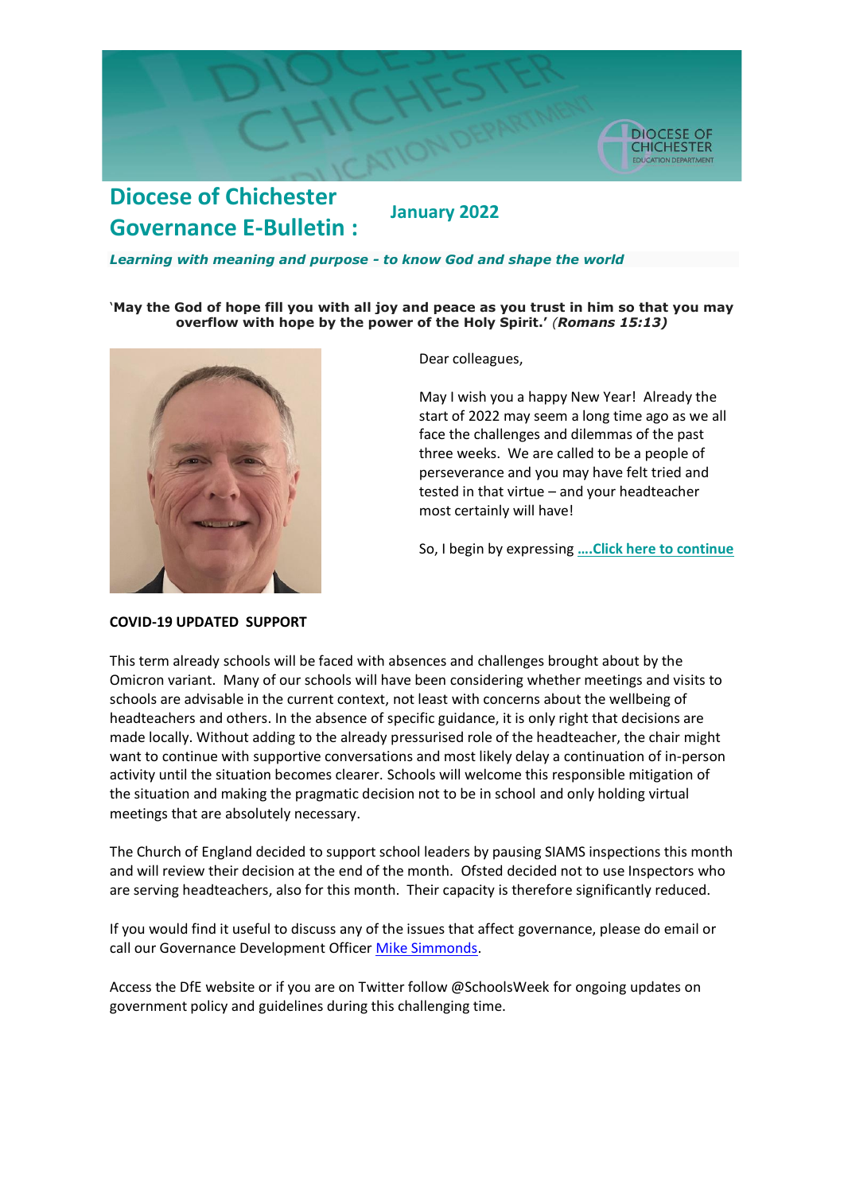# Diocese of Chichester Governance E-Bulletin : January 2022

***Learning with meaning and purpose - to know God and shape the world***

**'May the God of hope fill you with all joy and peace as you trust in him so that you may overflow with hope by the power of the Holy Spirit.'** ***(Romans 15:13)***

Dear colleagues,

May I wish you a happy New Year! Already the start of 2022 may seem a long time ago as we all face the challenges and dilemmas of the past three weeks. We are called to be a people of perseverance and you may have felt tried and tested in that virtue – and your headteacher most certainly will have!

So, I begin by expressing **....Click here to continue**

**COVID-19 UPDATED SUPPORT**

This term already schools will be faced with absences and challenges brought about by the Omicron variant. Many of our schools will have been considering whether meetings and visits to schools are advisable in the current context, not least with concerns about the wellbeing of headteachers and others. In the absence of specific guidance, it is only right that decisions are made locally. Without adding to the already pressurised role of the headteacher, the chair might want to continue with supportive conversations and most likely delay a continuation of in-person activity until the situation becomes clearer. Schools will welcome this responsible mitigation of the situation and making the pragmatic decision not to be in school and only holding virtual meetings that are absolutely necessary.

The Church of England decided to support school leaders by pausing SIAMS inspections this month and will review their decision at the end of the month. Ofsted decided not to use Inspectors who are serving headteachers, also for this month. Their capacity is therefore significantly reduced.

If you would find it useful to discuss any of the issues that affect governance, please do email or call our Governance Development Officer Mike Simmonds.

Access the DfE website or if you are on Twitter follow @SchoolsWeek for ongoing updates on government policy and guidelines during this challenging time.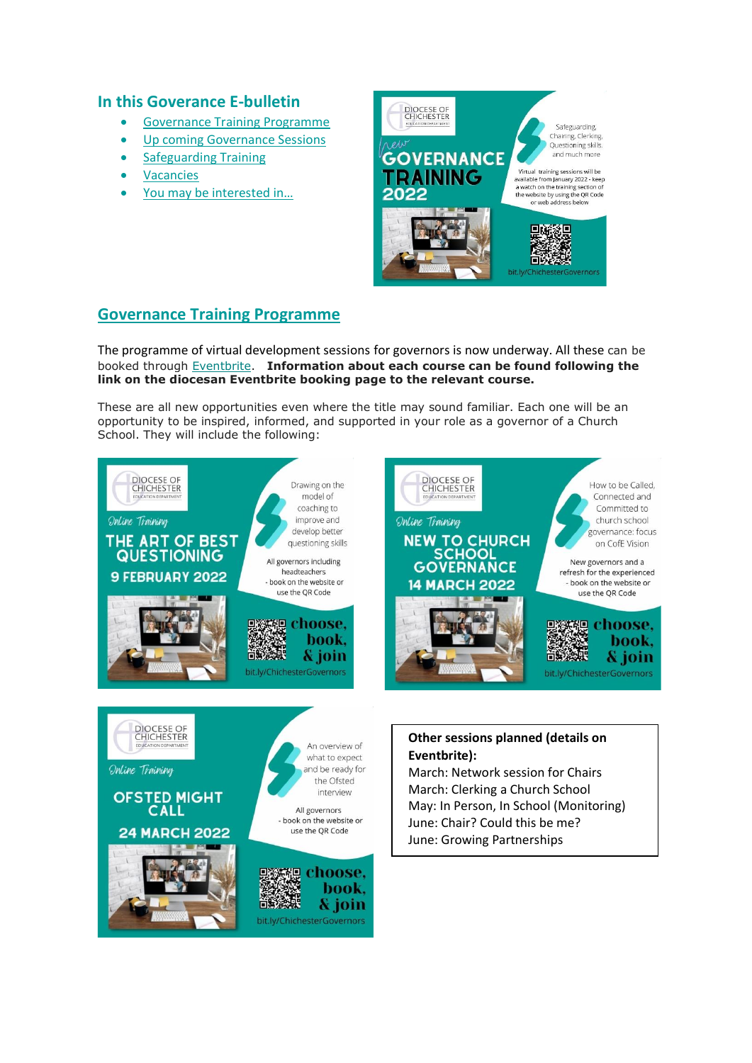## In this Goverance E-bulletin

- Governance Training Programme
- Up coming Governance Sessions
- Safeguarding Training
- Vacancies
- You may be interested in…

DIOCESE OF CHICHESTER
EDUCATION DEPARTMENT

*New* GOVERNANCE TRAINING 2022

Safeguarding, Chairing, Clerking, Questioning skills, and much more

Virtual training sessions will be available from January 2022 - keep a watch on the training section of the website by using the QR Code or web address below

bit.ly/ChichesterGovernors

## Governance Training Programme

The programme of virtual development sessions for governors is now underway. All these can be booked through Eventbrite. **Information about each course can be found following the link on the diocesan Eventbrite booking page to the relevant course.**

These are all new opportunities even where the title may sound familiar. Each one will be an opportunity to be inspired, informed, and supported in your role as a governor of a Church School. They will include the following:

DIOCESE OF CHICHESTER
EDUCATION DEPARTMENT

*Online Training*

THE ART OF BEST QUESTIONING

9 FEBRUARY 2022

Drawing on the model of coaching to improve and develop better questioning skills

All governors including headteachers - book on the website or use the QR Code

choose, book, & join

bit.ly/ChichesterGovernors

DIOCESE OF CHICHESTER
EDUCATION DEPARTMENT

*Online Training*

NEW TO CHURCH SCHOOL GOVERNANCE

14 MARCH 2022

How to be Called, Connected and Committed to church school governance: focus on CofE Vision

New governors and a refresh for the experienced - book on the website or use the QR Code

choose, book, & join

bit.ly/ChichesterGovernors

DIOCESE OF CHICHESTER
EDUCATION DEPARTMENT

*Online Training*

OFSTED MIGHT CALL

24 MARCH 2022

An overview of what to expect and be ready for the Ofsted interview

All governors - book on the website or use the QR Code

choose, book, & join

bit.ly/ChichesterGovernors

**Other sessions planned (details on Eventbrite):**
March: Network session for Chairs
March: Clerking a Church School
May: In Person, In School (Monitoring)
June: Chair? Could this be me?
June: Growing Partnerships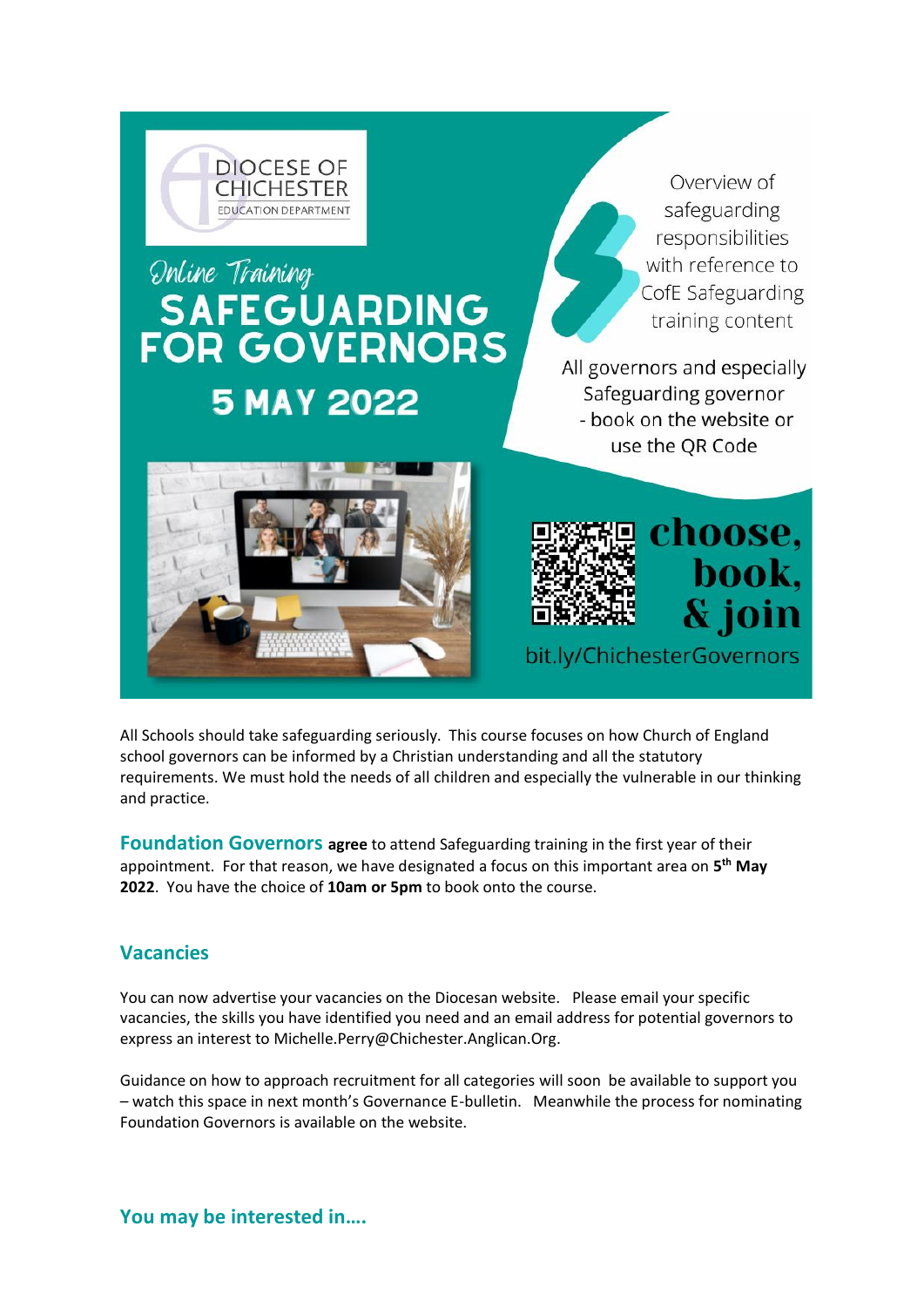DIOCESE OF CHICHESTER
EDUCATION DEPARTMENT

*Online Training*

# SAFEGUARDING FOR GOVERNORS

## 5 MAY 2022

Overview of safeguarding responsibilities with reference to CofE Safeguarding training content

All governors and especially Safeguarding governor - book on the website or use the QR Code

**choose, book, & join**

bit.ly/ChichesterGovernors

All Schools should take safeguarding seriously. This course focuses on how Church of England school governors can be informed by a Christian understanding and all the statutory requirements. We must hold the needs of all children and especially the vulnerable in our thinking and practice.

**Foundation Governors** **agree** to attend Safeguarding training in the first year of their appointment. For that reason, we have designated a focus on this important area on **5th May 2022**. You have the choice of **10am or 5pm** to book onto the course.

## Vacancies

You can now advertise your vacancies on the Diocesan website. Please email your specific vacancies, the skills you have identified you need and an email address for potential governors to express an interest to Michelle.Perry@Chichester.Anglican.Org.

Guidance on how to approach recruitment for all categories will soon be available to support you – watch this space in next month's Governance E-bulletin. Meanwhile the process for nominating Foundation Governors is available on the website.

## You may be interested in….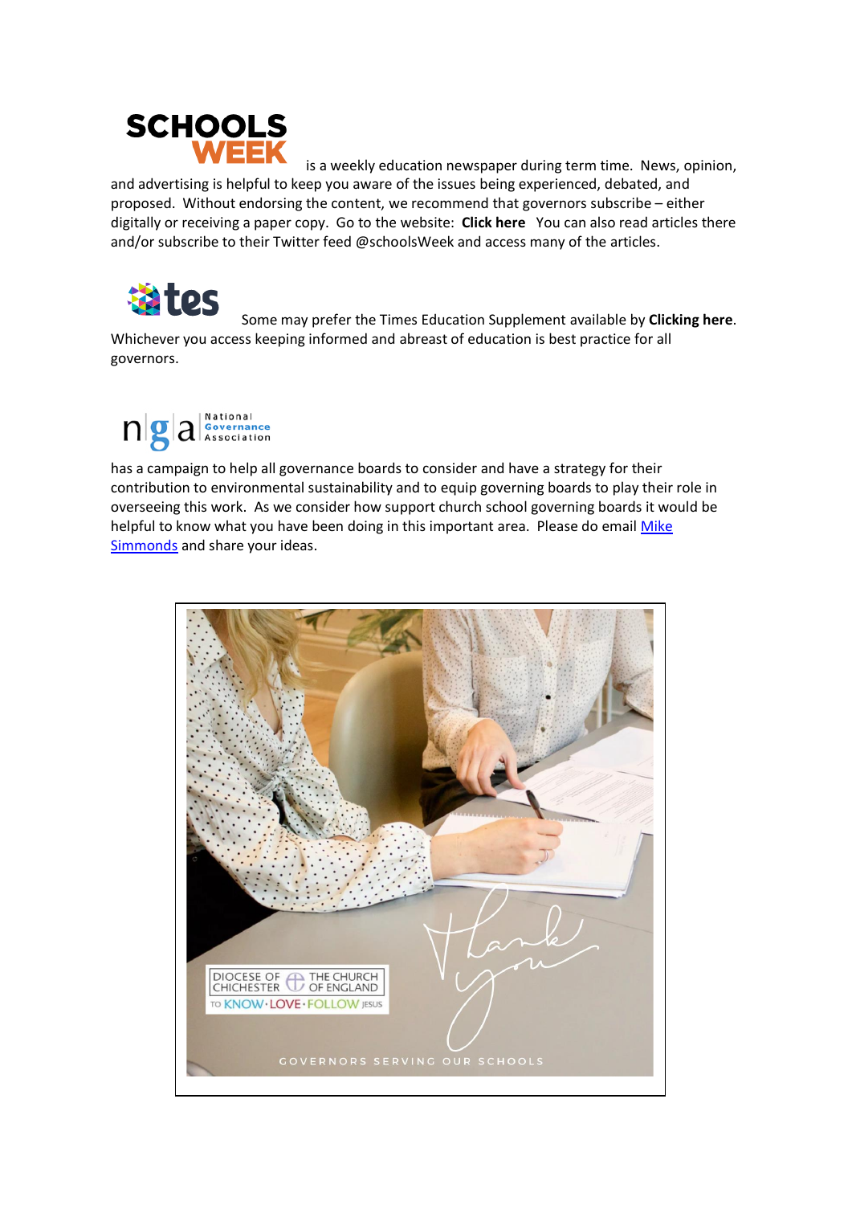SCHOOLS WEEK is a weekly education newspaper during term time. News, opinion, and advertising is helpful to keep you aware of the issues being experienced, debated, and proposed. Without endorsing the content, we recommend that governors subscribe – either digitally or receiving a paper copy. Go to the website: **Click here** You can also read articles there and/or subscribe to their Twitter feed @schoolsWeek and access many of the articles.

tes Some may prefer the Times Education Supplement available by **Clicking here**. Whichever you access keeping informed and abreast of education is best practice for all governors.

nga National Governance Association has a campaign to help all governance boards to consider and have a strategy for their contribution to environmental sustainability and to equip governing boards to play their role in overseeing this work. As we consider how support church school governing boards it would be helpful to know what you have been doing in this important area. Please do email Mike Simmonds and share your ideas.

Thank you

DIOCESE OF CHICHESTER THE CHURCH OF ENGLAND

TO KNOW · LOVE · FOLLOW JESUS

GOVERNORS SERVING OUR SCHOOLS